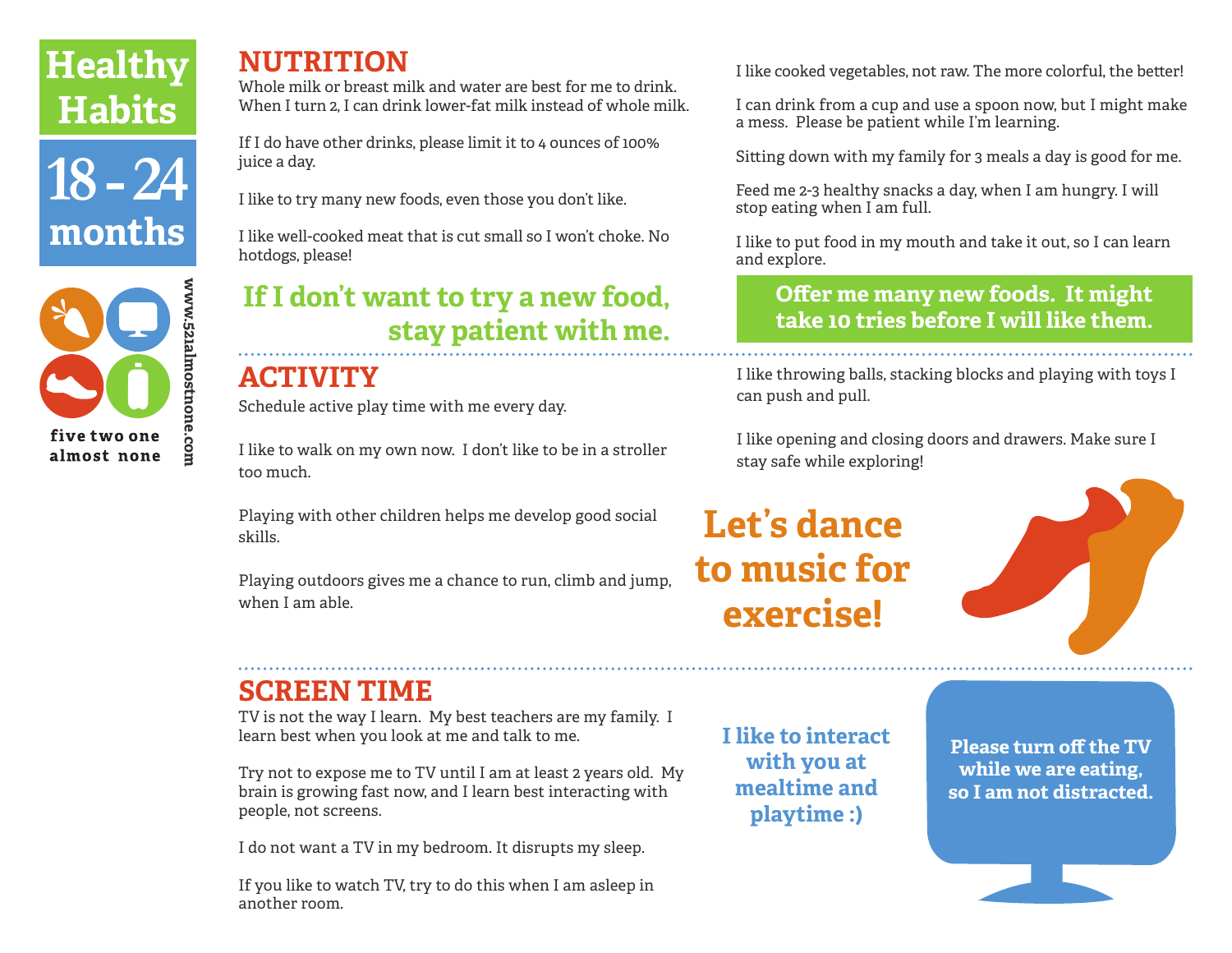# Healthy Habits

## 18 - 24 months

five two one almost none

www.521almostnone.com

## NUTRITION

Whole milk or breast milk and water are best for me to drink. When I turn 2, I can drink lower-fat milk instead of whole milk.

If I do have other drinks, please limit it to 4 ounces of 100% juice a day.

I like to try many new foods, even those you don't like.

I like well-cooked meat that is cut small so I won't choke. No hotdogs, please!

**If I don't want to try a new food, stay patient with me.**

I like cooked vegetables, not raw. The more colorful, the better!

I can drink from a cup and use a spoon now, but I might make a mess. Please be patient while I'm learning.

Sitting down with my family for 3 meals a day is good for me.

Feed me 2-3 healthy snacks a day, when I am hungry. I will stop eating when I am full.

I like to put food in my mouth and take it out, so I can learn and explore.

**Offer me many new foods. It might take 10 tries before I will like them.**

## ACTIVITY

Schedule active play time with me every day.

I like to walk on my own now. I don't like to be in a stroller too much.

Playing with other children helps me develop good social skills.

Playing outdoors gives me a chance to run, climb and jump, when I am able.

I like throwing balls, stacking blocks and playing with toys I can push and pull.

I like opening and closing doors and drawers. Make sure I stay safe while exploring!

**Let's dance to music for exercise!**

## SCREEN TIME

TV is not the way I learn. My best teachers are my family. I learn best when you look at me and talk to me.

Try not to expose me to TV until I am at least 2 years old. My brain is growing fast now, and I learn best interacting with people, not screens.

I do not want a TV in my bedroom. It disrupts my sleep.

If you like to watch TV, try to do this when I am asleep in another room.

**I like to interact with you at mealtime and playtime :)**

**Please turn off the TV while we are eating, so I am not distracted.**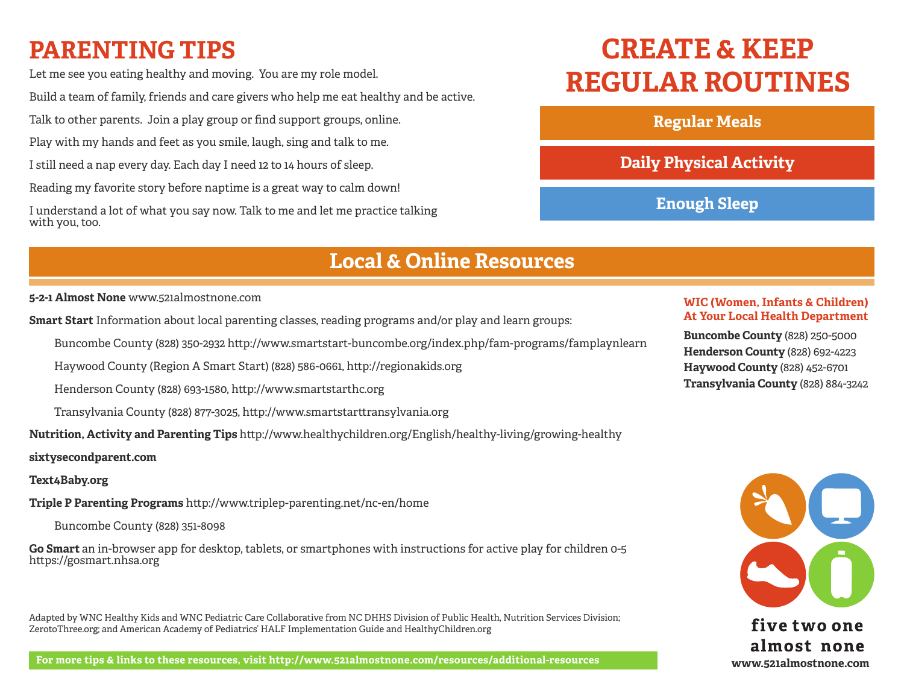# PARENTING TIPS

Let me see you eating healthy and moving. You are my role model.

Build a team of family, friends and care givers who help me eat healthy and be active.

Talk to other parents. Join a play group or find support groups, online.

Play with my hands and feet as you smile, laugh, sing and talk to me.

I still need a nap every day. Each day I need 12 to 14 hours of sleep.

Reading my favorite story before naptime is a great way to calm down!

I understand a lot of what you say now. Talk to me and let me practice talking with you, too.

# CREATE & KEEP REGULAR ROUTINES

**Regular Meals**

**Daily Physical Activity**

**Enough Sleep**

## Local & Online Resources

**5-2-1 Almost None** www.521almostnone.com

**Smart Start** Information about local parenting classes, reading programs and/or play and learn groups:

- Buncombe County (828) 350-2932 http://www.smartstart-buncombe.org/index.php/fam-programs/famplaynlearn
- Haywood County (Region A Smart Start) (828) 586-0661, http://regionakids.org
- Henderson County (828) 693-1580, http://www.smartstarthc.org
- Transylvania County (828) 877-3025, http://www.smartstarttransylvania.org

**Nutrition, Activity and Parenting Tips** http://www.healthychildren.org/English/healthy-living/growing-healthy

**sixtysecondparent.com**

**Text4Baby.org**

**Triple P Parenting Programs** http://www.triplep-parenting.net/nc-en/home

- Buncombe County (828) 351-8098

**Go Smart** an in-browser app for desktop, tablets, or smartphones with instructions for active play for children 0-5 https://gosmart.nhsa.org

**WIC (Women, Infants & Children) At Your Local Health Department**

**Buncombe County** (828) 250-5000
**Henderson County** (828) 692-4223
**Haywood County** (828) 452-6701
**Transylvania County** (828) 884-3242

Adapted by WNC Healthy Kids and WNC Pediatric Care Collaborative from NC DHHS Division of Public Health, Nutrition Services Division; ZerotoThree.org; and American Academy of Pediatrics' HALF Implementation Guide and HealthyChildren.org

**For more tips & links to these resources, visit http://www.521almostnone.com/resources/additional-resources**

five two one almost none
www.521almostnone.com